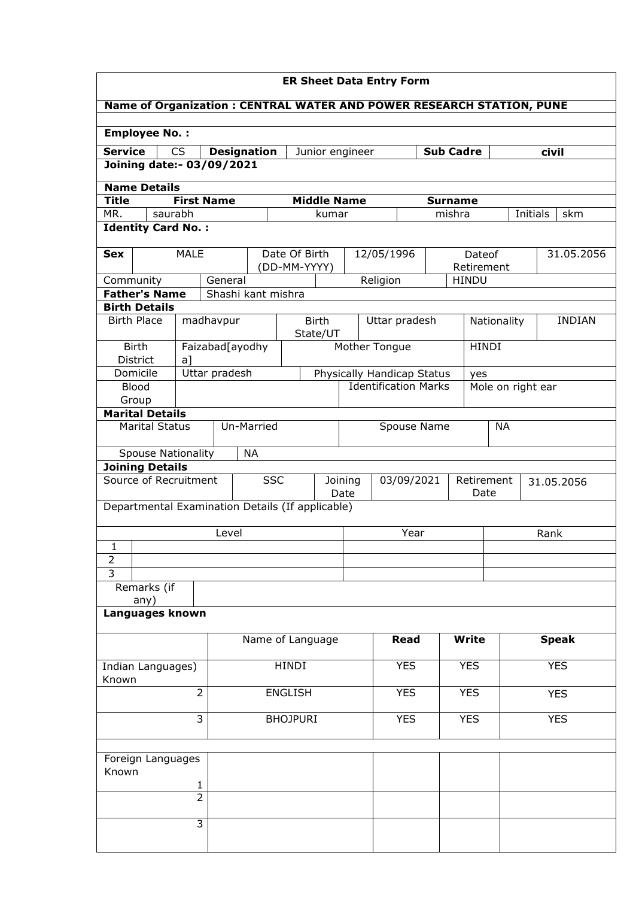# ER Sheet Data Entry Form

**Name of Organization : CENTRAL WATER AND POWER RESEARCH STATION, PUNE**

**Employee No. :**

| **Service** | CS | **Designation** | Junior engineer | **Sub Cadre** | **civil** |
|---|---|---|---|---|---|

**Joining date:- 03/09/2021**

**Name Details**

| **Title** | **First Name** | **Middle Name** | **Surname** | | |
|---|---|---|---|---|---|
| MR. | saurabh | kumar | mishra | Initials | skm |

**Identity Card No. :**

| **Sex** | MALE | Date Of Birth (DD-MM-YYYY) | 12/05/1996 | Dateof Retirement | 31.05.2056 |
|---|---|---|---|---|---|
| Community | General | Religion | HINDU | | |
| **Father's Name** | Shashi kant mishra | | | | |

**Birth Details**

| Birth Place | madhavpur | Birth State/UT | Uttar pradesh | Nationality | INDIAN |
|---|---|---|---|---|---|
| Birth District | Faizabad[ayodhya] | Mother Tongue | | HINDI | |
| Domicile | Uttar pradesh | Physically Handicap Status | | yes | |
| Blood Group | | Identification Marks | | Mole on right ear | |

**Marital Details**

| Marital Status | Un-Married | Spouse Name | NA |
|---|---|---|---|
| Spouse Nationality | NA | | |

**Joining Details**

| Source of Recruitment | SSC | Joining Date | 03/09/2021 | Retirement Date | 31.05.2056 |
|---|---|---|---|---|---|

Departmental Examination Details (If applicable)

| | Level | Year | Rank |
|---|---|---|---|
| 1 | | | |
| 2 | | | |
| 3 | | | |

| Remarks (if any) | |
|---|---|

**Languages known**

| | Name of Language | **Read** | **Write** | **Speak** |
|---|---|---|---|---|
| Indian Languages) Known | HINDI | YES | YES | YES |
| 2 | ENGLISH | YES | YES | YES |
| 3 | BHOJPURI | YES | YES | YES |
| | | | | |
| Foreign Languages Known 1 | | | | |
| 2 | | | | |
| 3 | | | | |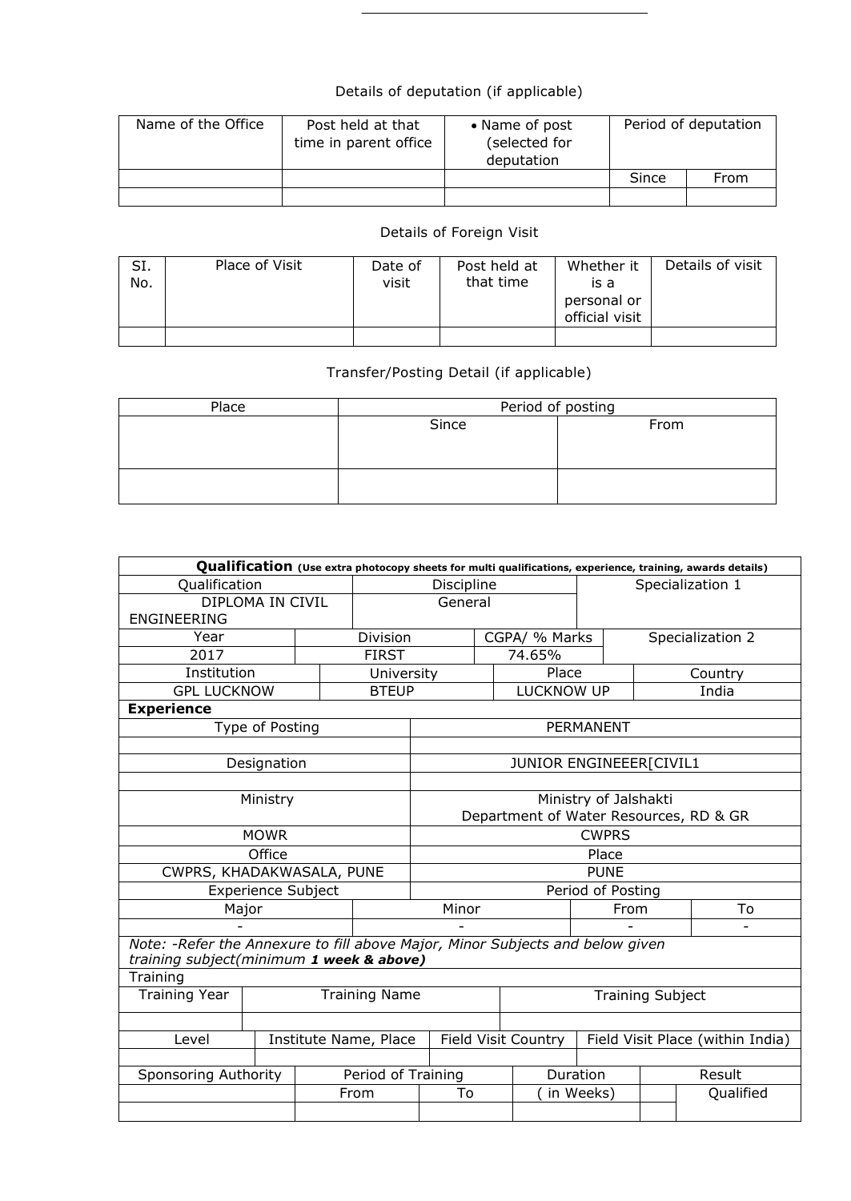Details of deputation (if applicable)

| Name of the Office | Post held at that time in parent office | • Name of post (selected for deputation | Period of deputation | |
|---|---|---|---|---|
| | | | Since | From |
| | | | | |

Details of Foreign Visit

| SI. No. | Place of Visit | Date of visit | Post held at that time | Whether it is a personal or official visit | Details of visit |
|---|---|---|---|---|---|
| | | | | | |

Transfer/Posting Detail (if applicable)

| Place | Period of posting | |
|---|---|---|
| | Since | From |
| | | |

**Qualification** **(Use extra photocopy sheets for multi qualifications, experience, training, awards details)**

| Qualification | | Discipline | | Specialization 1 | |
|---|---|---|---|---|---|
| DIPLOMA IN CIVIL ENGINEERING | | General | | | |
| Year | Division | | CGPA/ % Marks | Specialization 2 | |
| 2017 | FIRST | | 74.65% | | |
| Institution | University | | Place | Country | |
| GPL LUCKNOW | BTEUP | | LUCKNOW UP | India | |

**Experience**

| Type of Posting | PERMANENT |
|---|---|
| | |
| Designation | JUNIOR ENGINEEER[CIVIL1 |
| | |
| Ministry | Ministry of Jalshakti Department of Water Resources, RD & GR |
| MOWR | CWPRS |
| Office | Place |
| CWPRS, KHADAKWASALA, PUNE | PUNE |

| Experience Subject | | Period of Posting | |
|---|---|---|---|
| Major | Minor | From | To |
| - | - | - | - |

*Note: -Refer the Annexure to fill above Major, Minor Subjects and below given training subject(minimum **1 week & above)***

Training

| Training Year | Training Name | Training Subject |
|---|---|---|
| | | |

| Level | Institute Name, Place | Field Visit Country | Field Visit Place (within India) |
|---|---|---|---|
| | | | |

| Sponsoring Authority | Period of Training | | Duration | Result | |
|---|---|---|---|---|---|
| | From | To | ( in Weeks) | | Qualified |
| | | | | | |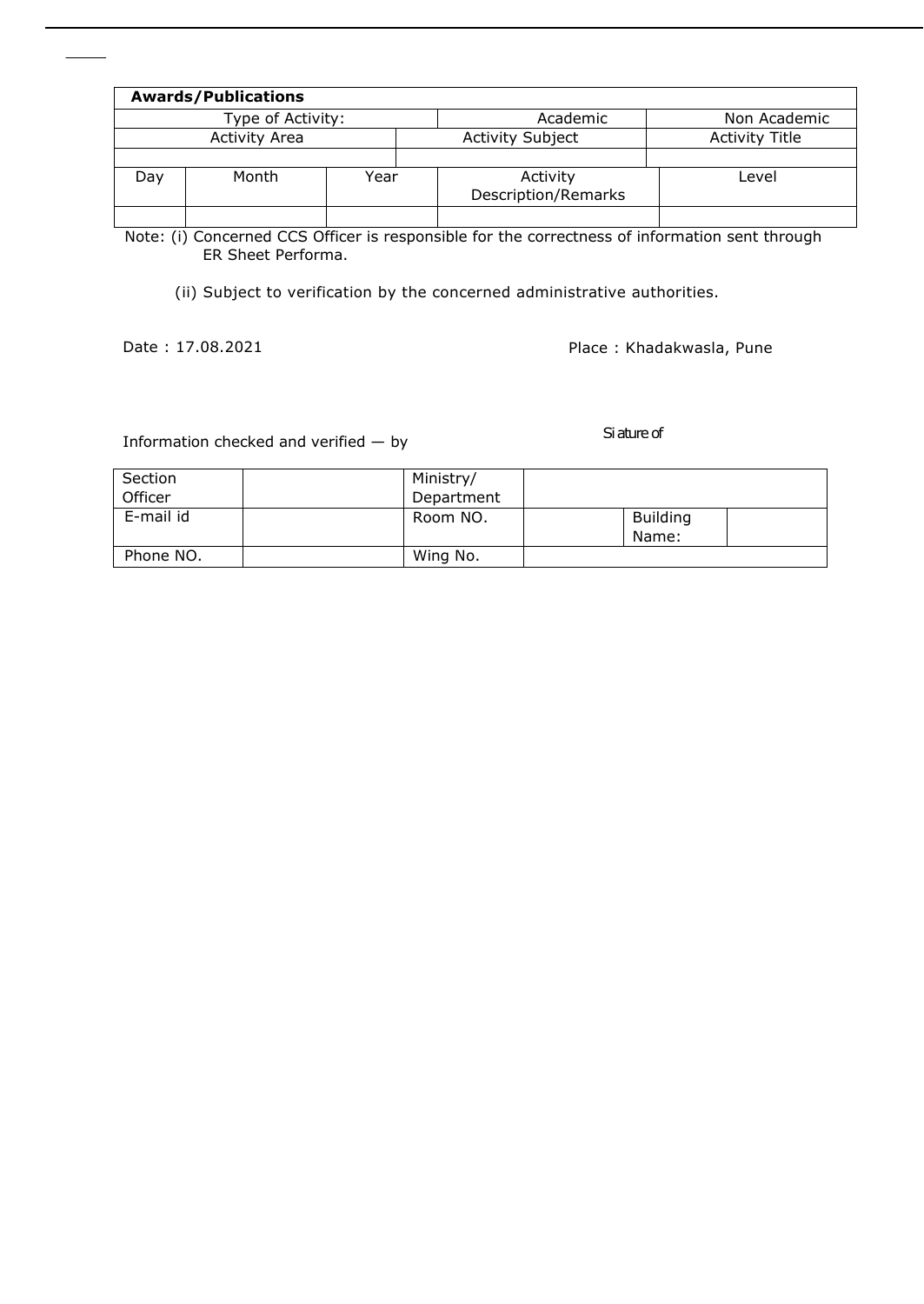| **Awards/Publications** | | | | | |
|---|---|---|---|---|---|
| Type of Activity: | | | Academic | | Non Academic |
| Activity Area | | | Activity Subject | | Activity Title |
| | | | | | |
| Day | Month | Year | Activity Description/Remarks | | Level |
| | | | | | |

Note: (i) Concerned CCS Officer is responsible for the correctness of information sent through ER Sheet Performa.

(ii) Subject to verification by the concerned administrative authorities.

Date : 17.08.2021

Place : Khadakwasla, Pune

Information checked and verified — by

Si ature of

| | | | | | |
|---|---|---|---|---|---|
| Section Officer | | Ministry/ Department | | | |
| E-mail id | | Room NO. | | Building Name: | |
| Phone NO. | | Wing No. | | | |